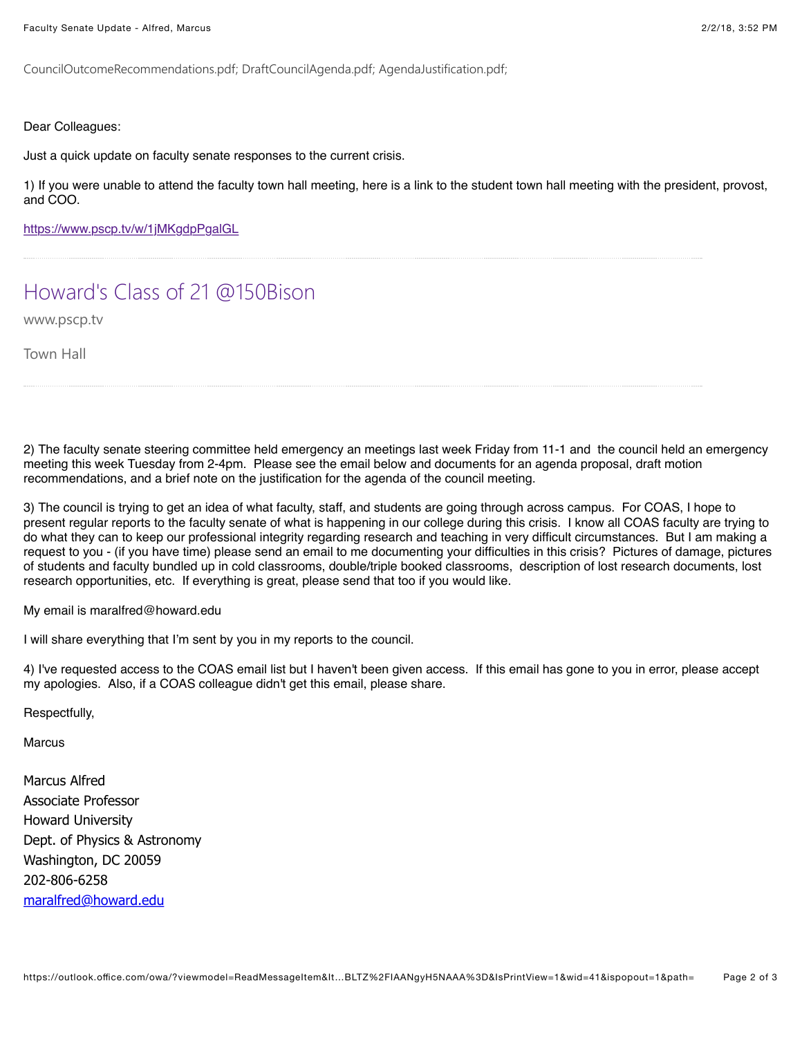CouncilOutcomeRecommendations.pdf; DraftCouncilAgenda.pdf; AgendaJustification.pdf;

Dear Colleagues:

Just a quick update on faculty senate responses to the current crisis.

1) If you were unable to attend the faculty town hall meeting, here is a link to the student town hall meeting with the president, provost, and COO.

https://www.pscp.tv/w/1jMKgdpPgalGL

---

## Howard's Class of 21 @150Bison

www.pscp.tv

Town Hall

---

2) The faculty senate steering committee held emergency an meetings last week Friday from 11-1 and the council held an emergency meeting this week Tuesday from 2-4pm. Please see the email below and documents for an agenda proposal, draft motion recommendations, and a brief note on the justification for the agenda of the council meeting.

3) The council is trying to get an idea of what faculty, staff, and students are going through across campus. For COAS, I hope to present regular reports to the faculty senate of what is happening in our college during this crisis. I know all COAS faculty are trying to do what they can to keep our professional integrity regarding research and teaching in very difficult circumstances. But I am making a request to you - (if you have time) please send an email to me documenting your difficulties in this crisis? Pictures of damage, pictures of students and faculty bundled up in cold classrooms, double/triple booked classrooms, description of lost research documents, lost research opportunities, etc. If everything is great, please send that too if you would like.

My email is maralfred@howard.edu

I will share everything that I'm sent by you in my reports to the council.

4) I've requested access to the COAS email list but I haven't been given access. If this email has gone to you in error, please accept my apologies. Also, if a COAS colleague didn't get this email, please share.

Respectfully,

Marcus

Marcus Alfred
Associate Professor
Howard University
Dept. of Physics & Astronomy
Washington, DC 20059
202-806-6258
maralfred@howard.edu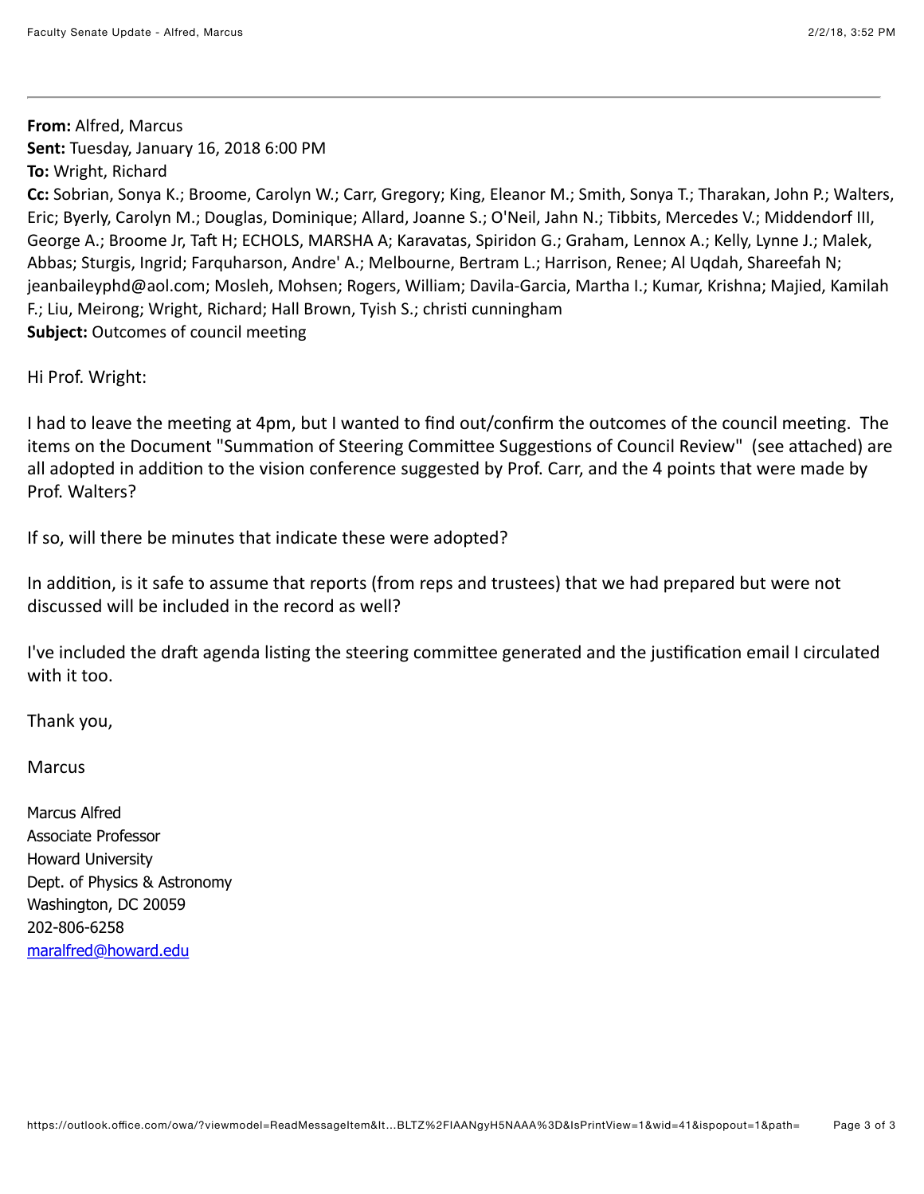**From:** Alfred, Marcus
**Sent:** Tuesday, January 16, 2018 6:00 PM
**To:** Wright, Richard
**Cc:** Sobrian, Sonya K.; Broome, Carolyn W.; Carr, Gregory; King, Eleanor M.; Smith, Sonya T.; Tharakan, John P.; Walters, Eric; Byerly, Carolyn M.; Douglas, Dominique; Allard, Joanne S.; O'Neil, Jahn N.; Tibbits, Mercedes V.; Middendorf III, George A.; Broome Jr, Taft H; ECHOLS, MARSHA A; Karavatas, Spiridon G.; Graham, Lennox A.; Kelly, Lynne J.; Malek, Abbas; Sturgis, Ingrid; Farquharson, Andre' A.; Melbourne, Bertram L.; Harrison, Renee; Al Uqdah, Shareefah N; jeanbaileyphd@aol.com; Mosleh, Mohsen; Rogers, William; Davila-Garcia, Martha I.; Kumar, Krishna; Majied, Kamilah F.; Liu, Meirong; Wright, Richard; Hall Brown, Tyish S.; christi cunningham
**Subject:** Outcomes of council meeting

Hi Prof. Wright:

I had to leave the meeting at 4pm, but I wanted to find out/confirm the outcomes of the council meeting. The items on the Document "Summation of Steering Committee Suggestions of Council Review" (see attached) are all adopted in addition to the vision conference suggested by Prof. Carr, and the 4 points that were made by Prof. Walters?

If so, will there be minutes that indicate these were adopted?

In addition, is it safe to assume that reports (from reps and trustees) that we had prepared but were not discussed will be included in the record as well?

I've included the draft agenda listing the steering committee generated and the justification email I circulated with it too.

Thank you,

Marcus

Marcus Alfred
Associate Professor
Howard University
Dept. of Physics & Astronomy
Washington, DC 20059
202-806-6258
maralfred@howard.edu